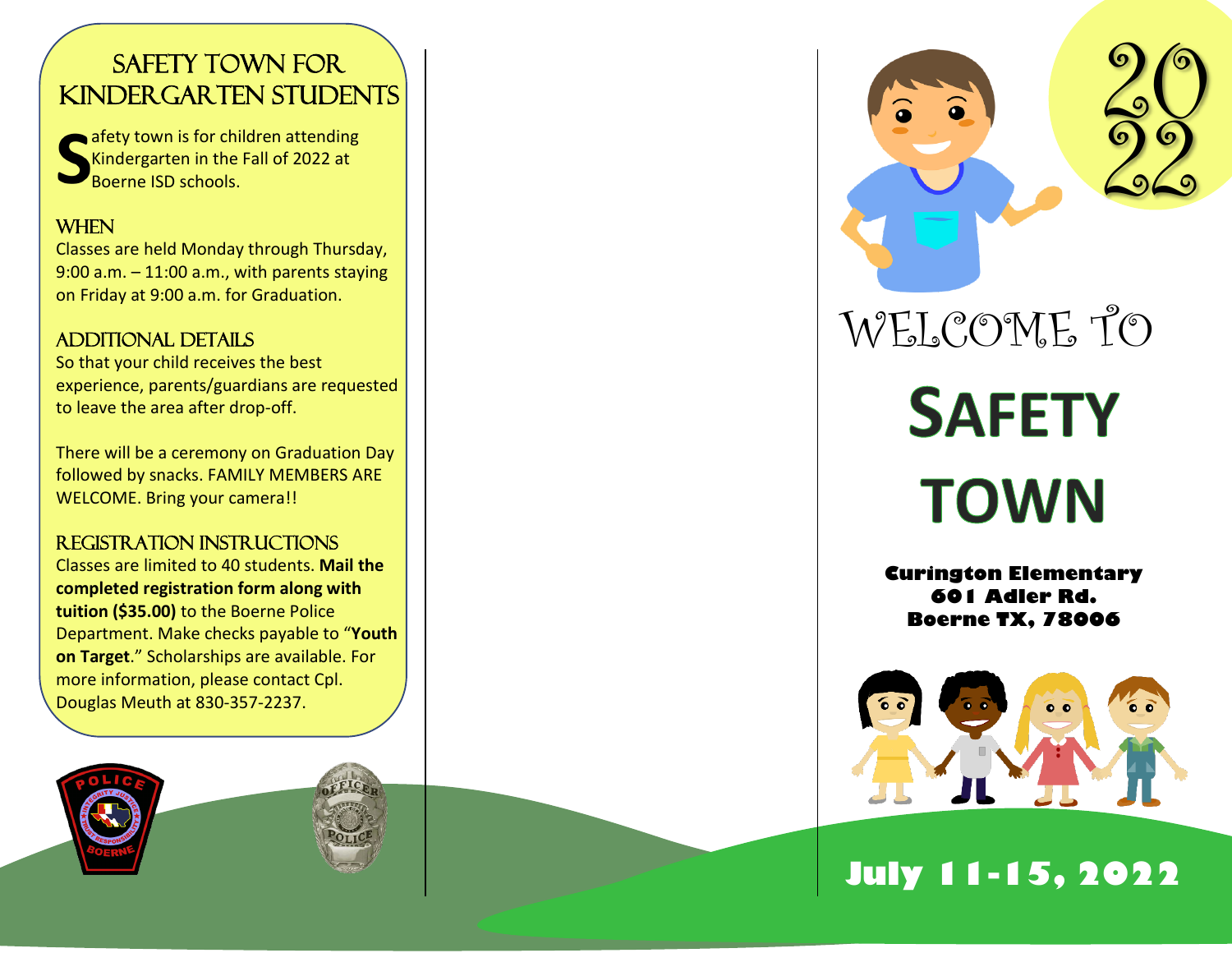## Safety Town for Kindergarten Students

Safety town is for children attending Kindergarten in the Fall of 2022 at Boerne ISD schools.

### When

Classes are held Monday through Thursday, 9:00 a.m. – 11:00 a.m., with parents staying on Friday at 9:00 a.m. for Graduation.

### Additional Details

So that your child receives the best experience, parents/guardians are requested to leave the area after drop-off.

There will be a ceremony on Graduation Day followed by snacks. FAMILY MEMBERS ARE WELCOME. Bring your camera!!

### Registration Instructions

Classes are limited to 40 students. **Mail the completed registration form along with tuition ($35.00)** to the Boerne Police Department. Make checks payable to "**Youth on Target**." Scholarships are available. For more information, please contact Cpl. Douglas Meuth at 830-357-2237.

2022

# Welcome to

# SAFETY TOWN

**Curington Elementary**
**601 Adler Rd.**
**Boerne TX, 78006**

**July 11-15, 2022**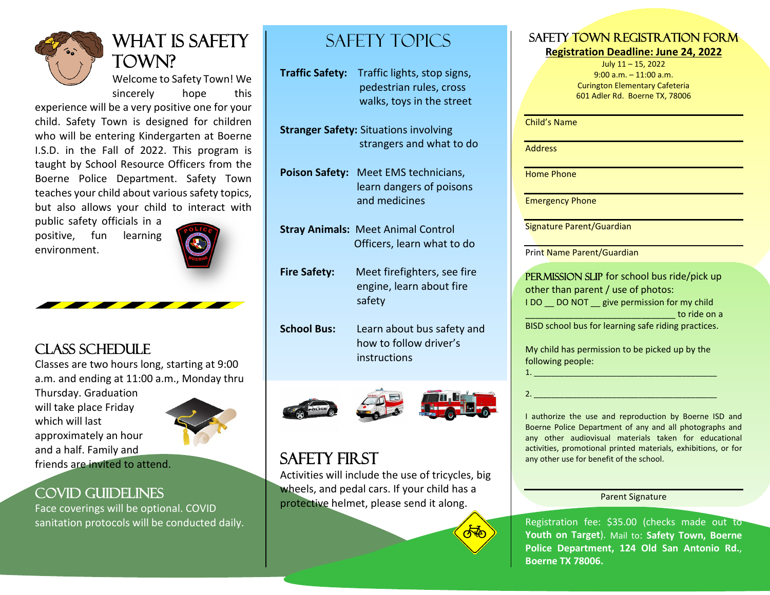# WHAT IS SAFETY TOWN?

Welcome to Safety Town! We sincerely hope this experience will be a very positive one for your child. Safety Town is designed for children who will be entering Kindergarten at Boerne I.S.D. in the Fall of 2022. This program is taught by School Resource Officers from the Boerne Police Department. Safety Town teaches your child about various safety topics, but also allows your child to interact with public safety officials in a positive, fun learning environment.

## CLASS SCHEDULE

Classes are two hours long, starting at 9:00 a.m. and ending at 11:00 a.m., Monday thru Thursday. Graduation will take place Friday which will last approximately an hour and a half. Family and friends are invited to attend.

## COVID GUIDELINES

Face coverings will be optional. COVID sanitation protocols will be conducted daily.

# SAFETY TOPICS

**Traffic Safety:** Traffic lights, stop signs, pedestrian rules, cross walks, toys in the street

**Stranger Safety:** Situations involving strangers and what to do

**Poison Safety:** Meet EMS technicians, learn dangers of poisons and medicines

**Stray Animals:** Meet Animal Control Officers, learn what to do

**Fire Safety:** Meet firefighters, see fire engine, learn about fire safety

**School Bus:** Learn about bus safety and how to follow driver's instructions

## SAFETY FIRST

Activities will include the use of tricycles, big wheels, and pedal cars. If your child has a protective helmet, please send it along.

# SAFETY TOWN REGISTRATION FORM

**Registration Deadline: June 24, 2022**

July 11 – 15, 2022
9:00 a.m. – 11:00 a.m.
Curington Elementary Cafeteria
601 Adler Rd. Boerne TX, 78006

Child's Name

Address

Home Phone

Emergency Phone

Signature Parent/Guardian

Print Name Parent/Guardian

PERMISSION SLIP for school bus ride/pick up other than parent / use of photos:

I DO __ DO NOT __ give permission for my child ______________________________ to ride on a BISD school bus for learning safe riding practices.

My child has permission to be picked up by the following people:

1. ______________________________________

2. ______________________________________

I authorize the use and reproduction by Boerne ISD and Boerne Police Department of any and all photographs and any other audiovisual materials taken for educational activities, promotional printed materials, exhibitions, or for any other use for benefit of the school.

Parent Signature

Registration fee: $35.00 (checks made out to **Youth on Target**). Mail to: **Safety Town, Boerne Police Department, 124 Old San Antonio Rd., Boerne TX 78006.**